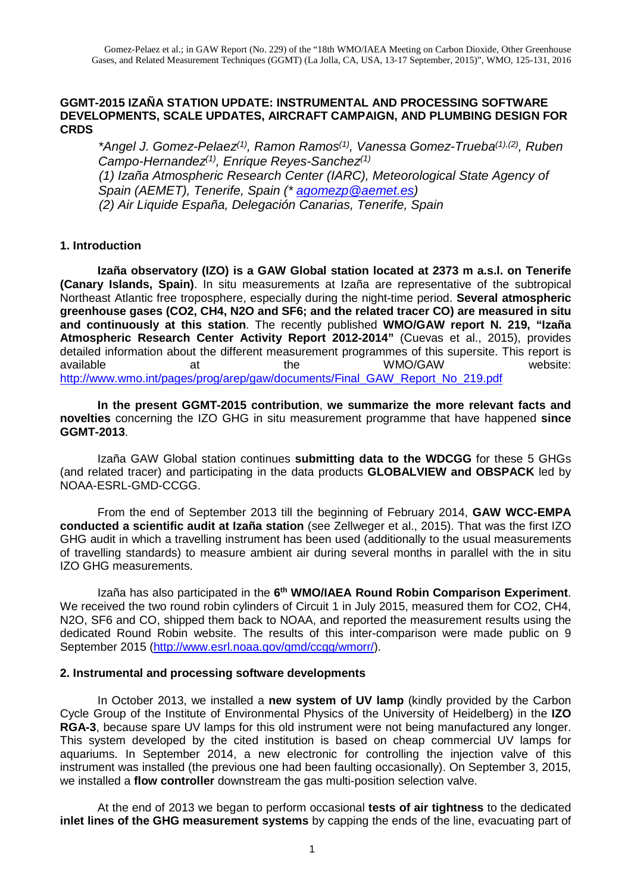Gomez-Pelaez et al.; in GAW Report (No. 229) of the "18th WMO/IAEA Meeting on Carbon Dioxide, Other Greenhouse Gases, and Related Measurement Techniques (GGMT) (La Jolla, CA, USA, 13-17 September, 2015)", WMO, 125-131, 2016

# GGMT-2015 IZAÑA STATION UPDATE: INSTRUMENTAL AND PROCESSING SOFTWARE DEVELOPMENTS, SCALE UPDATES, AIRCRAFT CAMPAIGN, AND PLUMBING DESIGN FOR CRDS

*\*Angel J. Gomez-Pelaez[(1)], Ramon Ramos[(1)], Vanessa Gomez-Trueba[(1),(2)], Ruben Campo-Hernandez[(1)], Enrique Reyes-Sanchez[(1)]*

*(1) Izaña Atmospheric Research Center (IARC), Meteorological State Agency of Spain (AEMET), Tenerife, Spain (\* agomezp@aemet.es)*

*(2) Air Liquide España, Delegación Canarias, Tenerife, Spain*

## 1. Introduction

**Izaña observatory (IZO) is a GAW Global station located at 2373 m a.s.l. on Tenerife (Canary Islands, Spain)**. In situ measurements at Izaña are representative of the subtropical Northeast Atlantic free troposphere, especially during the night-time period. **Several atmospheric greenhouse gases (CO2, CH4, N2O and SF6; and the related tracer CO) are measured in situ and continuously at this station**. The recently published **WMO/GAW report N. 219, "Izaña Atmospheric Research Center Activity Report 2012-2014"** (Cuevas et al., 2015), provides detailed information about the different measurement programmes of this supersite. This report is available at the WMO/GAW website: http://www.wmo.int/pages/prog/arep/gaw/documents/Final_GAW_Report_No_219.pdf

**In the present GGMT-2015 contribution**, **we summarize the more relevant facts and novelties** concerning the IZO GHG in situ measurement programme that have happened **since GGMT-2013**.

Izaña GAW Global station continues **submitting data to the WDCGG** for these 5 GHGs (and related tracer) and participating in the data products **GLOBALVIEW and OBSPACK** led by NOAA-ESRL-GMD-CCGG.

From the end of September 2013 till the beginning of February 2014, **GAW WCC-EMPA conducted a scientific audit at Izaña station** (see Zellweger et al., 2015). That was the first IZO GHG audit in which a travelling instrument has been used (additionally to the usual measurements of travelling standards) to measure ambient air during several months in parallel with the in situ IZO GHG measurements.

Izaña has also participated in the **6th WMO/IAEA Round Robin Comparison Experiment**. We received the two round robin cylinders of Circuit 1 in July 2015, measured them for CO2, CH4, N2O, SF6 and CO, shipped them back to NOAA, and reported the measurement results using the dedicated Round Robin website. The results of this inter-comparison were made public on 9 September 2015 (http://www.esrl.noaa.gov/gmd/ccgg/wmorr/).

## 2. Instrumental and processing software developments

In October 2013, we installed a **new system of UV lamp** (kindly provided by the Carbon Cycle Group of the Institute of Environmental Physics of the University of Heidelberg) in the **IZO RGA-3**, because spare UV lamps for this old instrument were not being manufactured any longer. This system developed by the cited institution is based on cheap commercial UV lamps for aquariums. In September 2014, a new electronic for controlling the injection valve of this instrument was installed (the previous one had been faulting occasionally). On September 3, 2015, we installed a **flow controller** downstream the gas multi-position selection valve.

At the end of 2013 we began to perform occasional **tests of air tightness** to the dedicated **inlet lines of the GHG measurement systems** by capping the ends of the line, evacuating part of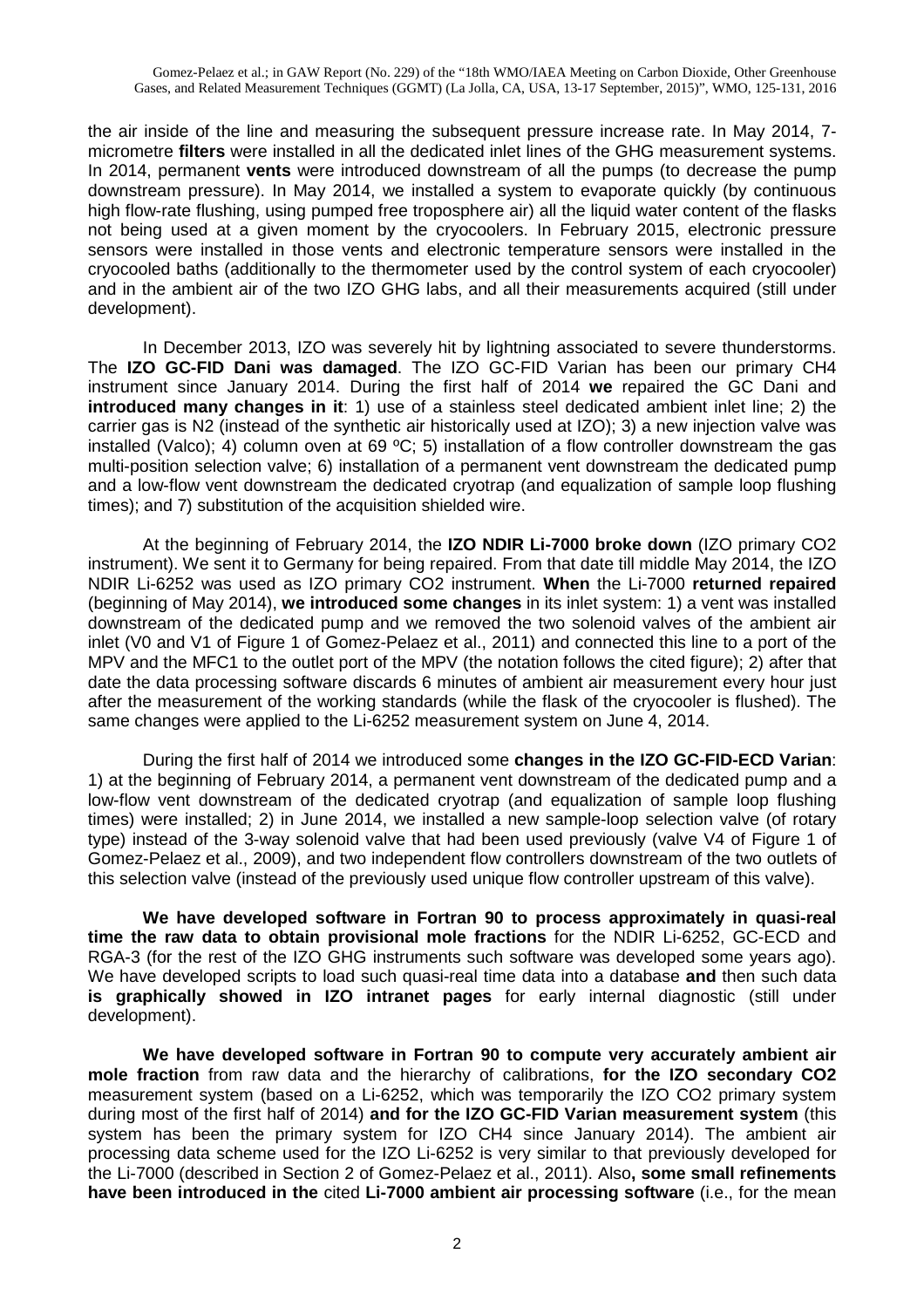the air inside of the line and measuring the subsequent pressure increase rate. In May 2014, 7-micrometre **filters** were installed in all the dedicated inlet lines of the GHG measurement systems. In 2014, permanent **vents** were introduced downstream of all the pumps (to decrease the pump downstream pressure). In May 2014, we installed a system to evaporate quickly (by continuous high flow-rate flushing, using pumped free troposphere air) all the liquid water content of the flasks not being used at a given moment by the cryocoolers. In February 2015, electronic pressure sensors were installed in those vents and electronic temperature sensors were installed in the cryocooled baths (additionally to the thermometer used by the control system of each cryocooler) and in the ambient air of the two IZO GHG labs, and all their measurements acquired (still under development).

In December 2013, IZO was severely hit by lightning associated to severe thunderstorms. The **IZO GC-FID Dani was damaged**. The IZO GC-FID Varian has been our primary $CH_4$ instrument since January 2014. During the first half of 2014 **we** repaired the GC Dani and **introduced many changes in it**: 1) use of a stainless steel dedicated ambient inlet line; 2) the carrier gas is $N_2$ (instead of the synthetic air historically used at IZO); 3) a new injection valve was installed (Valco); 4) column oven at 69 ºC; 5) installation of a flow controller downstream the gas multi-position selection valve; 6) installation of a permanent vent downstream the dedicated pump and a low-flow vent downstream the dedicated cryotrap (and equalization of sample loop flushing times); and 7) substitution of the acquisition shielded wire.

At the beginning of February 2014, the **IZO NDIR Li-7000 broke down** (IZO primary $CO_2$ instrument). We sent it to Germany for being repaired. From that date till middle May 2014, the IZO NDIR Li-6252 was used as IZO primary $CO_2$ instrument. **When** the Li-7000 **returned repaired** (beginning of May 2014), **we introduced some changes** in its inlet system: 1) a vent was installed downstream of the dedicated pump and we removed the two solenoid valves of the ambient air inlet (V0 and V1 of Figure 1 of Gomez-Pelaez et al., 2011) and connected this line to a port of the MPV and the MFC1 to the outlet port of the MPV (the notation follows the cited figure); 2) after that date the data processing software discards 6 minutes of ambient air measurement every hour just after the measurement of the working standards (while the flask of the cryocooler is flushed). The same changes were applied to the Li-6252 measurement system on June 4, 2014.

During the first half of 2014 we introduced some **changes in the IZO GC-FID-ECD Varian**: 1) at the beginning of February 2014, a permanent vent downstream of the dedicated pump and a low-flow vent downstream of the dedicated cryotrap (and equalization of sample loop flushing times) were installed; 2) in June 2014, we installed a new sample-loop selection valve (of rotary type) instead of the 3-way solenoid valve that had been used previously (valve V4 of Figure 1 of Gomez-Pelaez et al., 2009), and two independent flow controllers downstream of the two outlets of this selection valve (instead of the previously used unique flow controller upstream of this valve).

**We have developed software in Fortran 90 to process approximately in quasi-real time the raw data to obtain provisional mole fractions** for the NDIR Li-6252, GC-ECD and RGA-3 (for the rest of the IZO GHG instruments such software was developed some years ago). We have developed scripts to load such quasi-real time data into a database **and** then such data **is graphically showed in IZO intranet pages** for early internal diagnostic (still under development).

**We have developed software in Fortran 90 to compute very accurately ambient air mole fraction** from raw data and the hierarchy of calibrations, **for the IZO secondary $CO_2$** measurement system (based on a Li-6252, which was temporarily the IZO $CO_2$ primary system during most of the first half of 2014) **and for the IZO GC-FID Varian measurement system** (this system has been the primary system for IZO $CH_4$ since January 2014). The ambient air processing data scheme used for the IZO Li-6252 is very similar to that previously developed for the Li-7000 (described in Section 2 of Gomez-Pelaez et al., 2011). Also**, some small refinements have been introduced in the** cited **Li-7000 ambient air processing software** (i.e., for the mean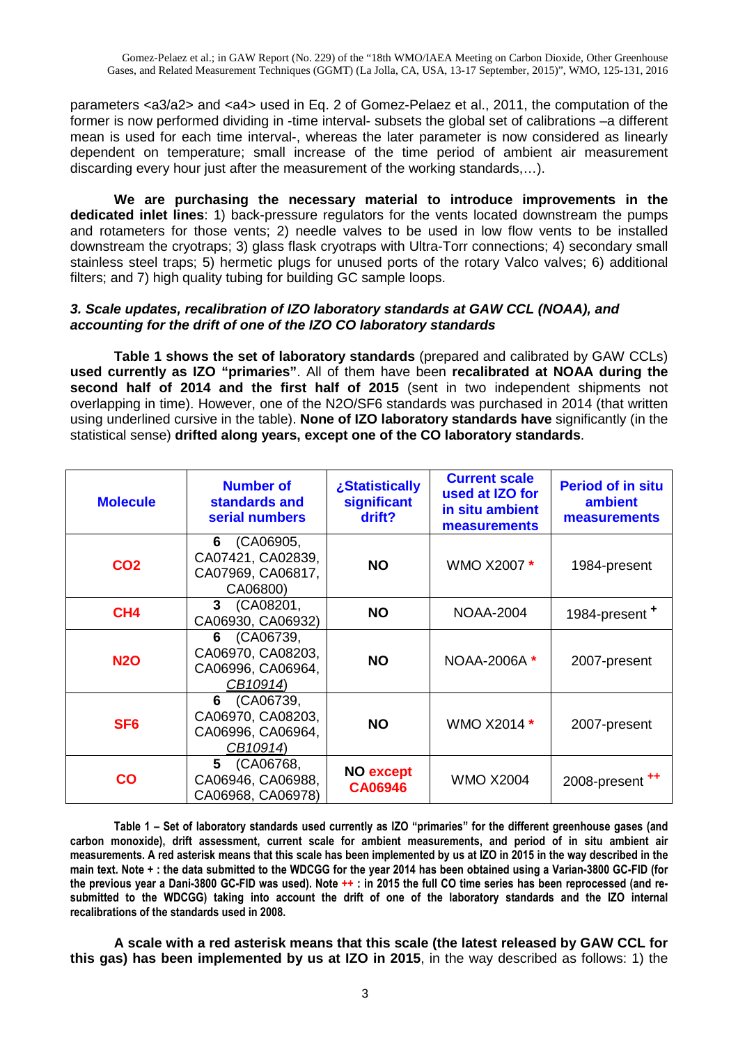parameters <a3/a2> and <a4> used in Eq. 2 of Gomez-Pelaez et al., 2011, the computation of the former is now performed dividing in -time interval- subsets the global set of calibrations –a different mean is used for each time interval-, whereas the later parameter is now considered as linearly dependent on temperature; small increase of the time period of ambient air measurement discarding every hour just after the measurement of the working standards,…).

**We are purchasing the necessary material to introduce improvements in the dedicated inlet lines**: 1) back-pressure regulators for the vents located downstream the pumps and rotameters for those vents; 2) needle valves to be used in low flow vents to be installed downstream the cryotraps; 3) glass flask cryotraps with Ultra-Torr connections; 4) secondary small stainless steel traps; 5) hermetic plugs for unused ports of the rotary Valco valves; 6) additional filters; and 7) high quality tubing for building GC sample loops.

### *3. Scale updates, recalibration of IZO laboratory standards at GAW CCL (NOAA), and accounting for the drift of one of the IZO CO laboratory standards*

**Table 1 shows the set of laboratory standards** (prepared and calibrated by GAW CCLs) **used currently as IZO "primaries"**. All of them have been **recalibrated at NOAA during the second half of 2014 and the first half of 2015** (sent in two independent shipments not overlapping in time). However, one of the N2O/SF6 standards was purchased in 2014 (that written using underlined cursive in the table). **None of IZO laboratory standards have** significantly (in the statistical sense) **drifted along years, except one of the CO laboratory standards**.

| Molecule | Number of standards and serial numbers | ¿Statistically significant drift? | Current scale used at IZO for in situ ambient measurements | Period of in situ ambient measurements |
|---|---|---|---|---|
| $CO_2$ | **6** (CA06905, CA07421, CA02839, CA07969, CA06817, CA06800) | **NO** | WMO X2007 * | 1984-present |
| $CH_4$ | **3** (CA08201, CA06930, CA06932) | **NO** | NOAA-2004 | 1984-present + |
| $N_2O$ | **6** (CA06739, CA06970, CA08203, CA06996, CA06964, <u>*CB10914*</u>) | **NO** | NOAA-2006A * | 2007-present |
| $SF_6$ | **6** (CA06739, CA06970, CA08203, CA06996, CA06964, <u>*CB10914*</u>) | **NO** | WMO X2014 * | 2007-present |
| CO | **5** (CA06768, CA06946, CA06988, CA06968, CA06978) | **NO except CA06946** | WMO X2004 | 2008-present ++ |

**Table 1 – Set of laboratory standards used currently as IZO "primaries" for the different greenhouse gases (and carbon monoxide), drift assessment, current scale for ambient measurements, and period of in situ ambient air measurements. A red asterisk means that this scale has been implemented by us at IZO in 2015 in the way described in the main text. Note + : the data submitted to the WDCGG for the year 2014 has been obtained using a Varian-3800 GC-FID (for the previous year a Dani-3800 GC-FID was used). Note ++ : in 2015 the full CO time series has been reprocessed (and re-submitted to the WDCGG) taking into account the drift of one of the laboratory standards and the IZO internal recalibrations of the standards used in 2008.**

**A scale with a red asterisk means that this scale (the latest released by GAW CCL for this gas) has been implemented by us at IZO in 2015**, in the way described as follows: 1) the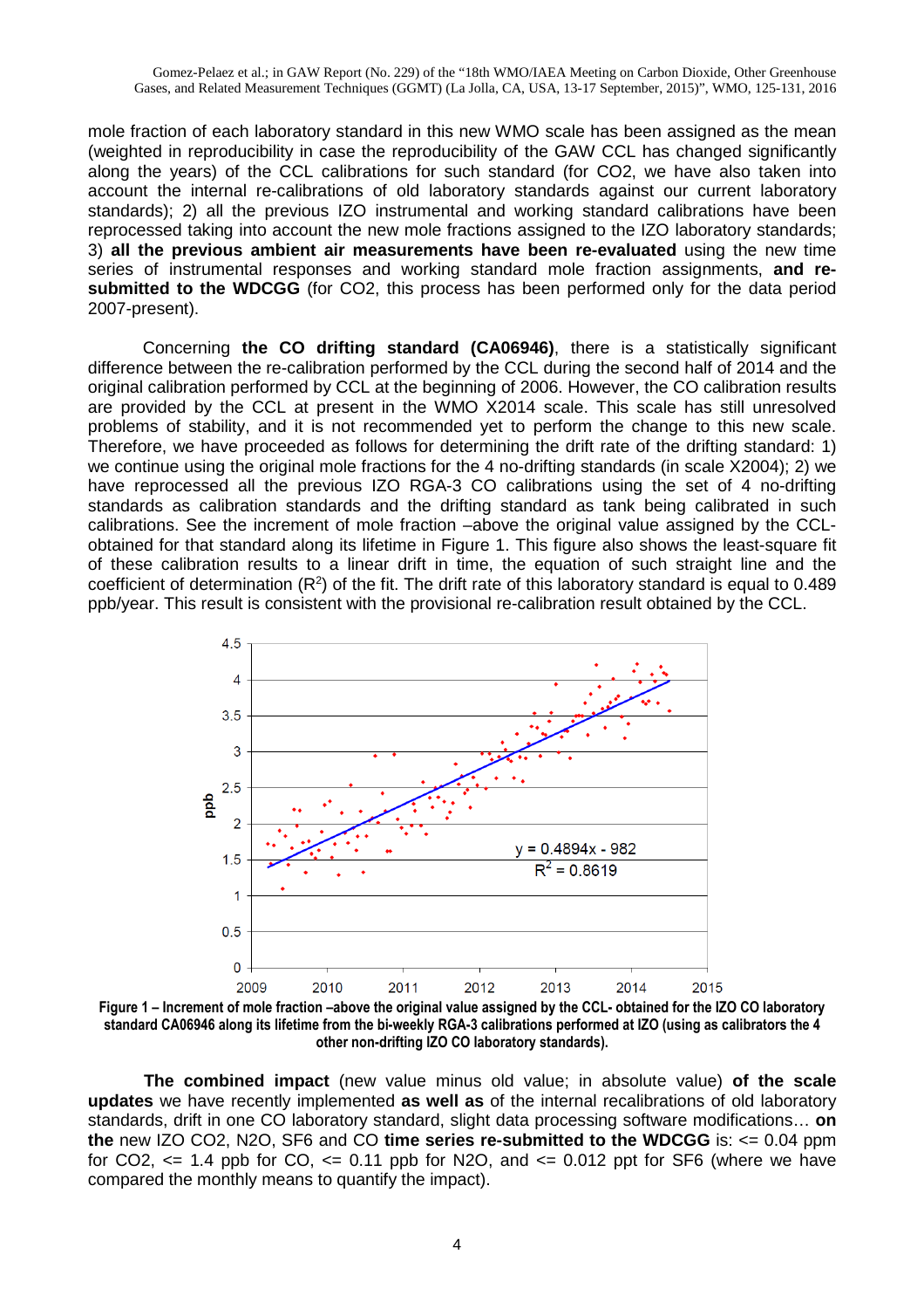mole fraction of each laboratory standard in this new WMO scale has been assigned as the mean (weighted in reproducibility in case the reproducibility of the GAW CCL has changed significantly along the years) of the CCL calibrations for such standard (for $CO_2$, we have also taken into account the internal re-calibrations of old laboratory standards against our current laboratory standards); 2) all the previous IZO instrumental and working standard calibrations have been reprocessed taking into account the new mole fractions assigned to the IZO laboratory standards; 3) **all the previous ambient air measurements have been re-evaluated** using the new time series of instrumental responses and working standard mole fraction assignments, **and re-submitted to the WDCGG** (for $CO_2$, this process has been performed only for the data period 2007-present).

Concerning **the CO drifting standard (CA06946)**, there is a statistically significant difference between the re-calibration performed by the CCL during the second half of 2014 and the original calibration performed by CCL at the beginning of 2006. However, the CO calibration results are provided by the CCL at present in the WMO X2014 scale. This scale has still unresolved problems of stability, and it is not recommended yet to perform the change to this new scale. Therefore, we have proceeded as follows for determining the drift rate of the drifting standard: 1) we continue using the original mole fractions for the 4 no-drifting standards (in scale X2004); 2) we have reprocessed all the previous IZO RGA-3 CO calibrations using the set of 4 no-drifting standards as calibration standards and the drifting standard as tank being calibrated in such calibrations. See the increment of mole fraction –above the original value assigned by the CCL- obtained for that standard along its lifetime in Figure 1. This figure also shows the least-square fit of these calibration results to a linear drift in time, the equation of such straight line and the coefficient of determination ($R^2$) of the fit. The drift rate of this laboratory standard is equal to 0.489 ppb/year. This result is consistent with the provisional re-calibration result obtained by the CCL.

**Figure 1 – Increment of mole fraction –above the original value assigned by the CCL- obtained for the IZO CO laboratory standard CA06946 along its lifetime from the bi-weekly RGA-3 calibrations performed at IZO (using as calibrators the 4 other non-drifting IZO CO laboratory standards).**

**The combined impact** (new value minus old value; in absolute value) **of the scale updates** we have recently implemented **as well as** of the internal recalibrations of old laboratory standards, drift in one CO laboratory standard, slight data processing software modifications… **on the** new IZO $CO_2$, $N_2O$, $SF_6$ and CO **time series re-submitted to the WDCGG** is: <= 0.04 ppm for $CO_2$, <= 1.4 ppb for CO, <= 0.11 ppb for $N_2O$, and <= 0.012 ppt for $SF_6$ (where we have compared the monthly means to quantify the impact).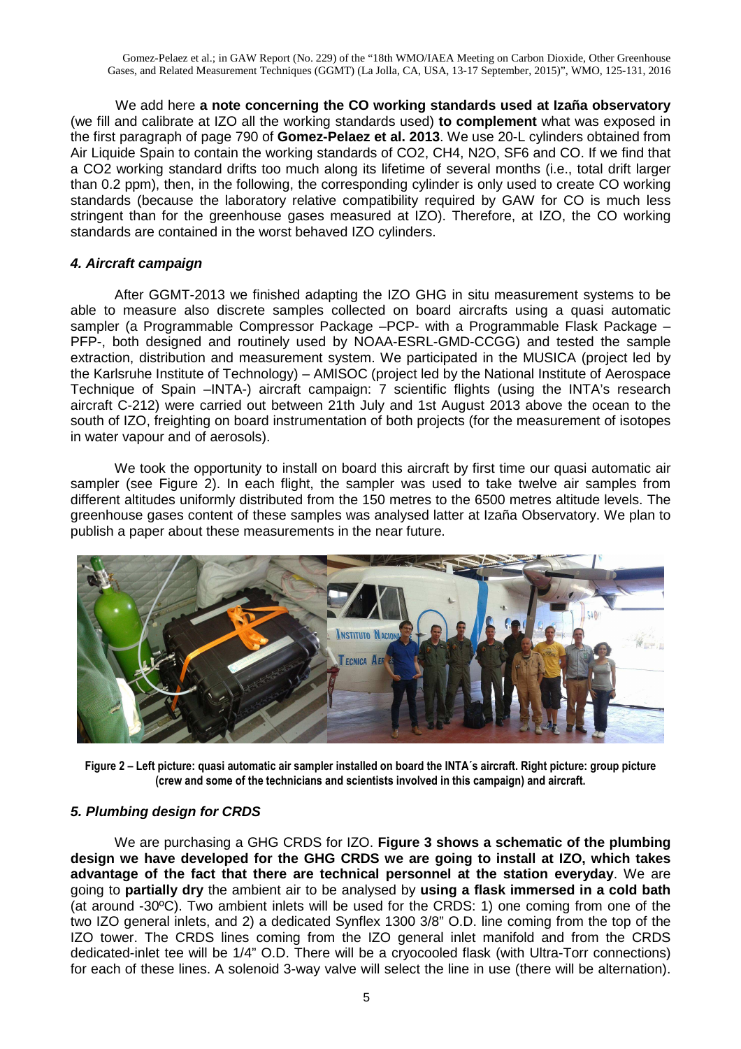We add here **a note concerning the CO working standards used at Izaña observatory** (we fill and calibrate at IZO all the working standards used) **to complement** what was exposed in the first paragraph of page 790 of **Gomez-Pelaez et al. 2013**. We use 20-L cylinders obtained from Air Liquide Spain to contain the working standards of CO2, CH4, N2O, SF6 and CO. If we find that a CO2 working standard drifts too much along its lifetime of several months (i.e., total drift larger than 0.2 ppm), then, in the following, the corresponding cylinder is only used to create CO working standards (because the laboratory relative compatibility required by GAW for CO is much less stringent than for the greenhouse gases measured at IZO). Therefore, at IZO, the CO working standards are contained in the worst behaved IZO cylinders.

### *4. Aircraft campaign*

After GGMT-2013 we finished adapting the IZO GHG in situ measurement systems to be able to measure also discrete samples collected on board aircrafts using a quasi automatic sampler (a Programmable Compressor Package –PCP- with a Programmable Flask Package –PFP-, both designed and routinely used by NOAA-ESRL-GMD-CCGG) and tested the sample extraction, distribution and measurement system. We participated in the MUSICA (project led by the Karlsruhe Institute of Technology) – AMISOC (project led by the National Institute of Aerospace Technique of Spain –INTA-) aircraft campaign: 7 scientific flights (using the INTA's research aircraft C-212) were carried out between 21th July and 1st August 2013 above the ocean to the south of IZO, freighting on board instrumentation of both projects (for the measurement of isotopes in water vapour and of aerosols).

We took the opportunity to install on board this aircraft by first time our quasi automatic air sampler (see Figure 2). In each flight, the sampler was used to take twelve air samples from different altitudes uniformly distributed from the 150 metres to the 6500 metres altitude levels. The greenhouse gases content of these samples was analysed latter at Izaña Observatory. We plan to publish a paper about these measurements in the near future.

**Figure 2 – Left picture: quasi automatic air sampler installed on board the INTA´s aircraft. Right picture: group picture (crew and some of the technicians and scientists involved in this campaign) and aircraft.**

### *5. Plumbing design for CRDS*

We are purchasing a GHG CRDS for IZO. **Figure 3 shows a schematic of the plumbing design we have developed for the GHG CRDS we are going to install at IZO, which takes advantage of the fact that there are technical personnel at the station everyday**. We are going to **partially dry** the ambient air to be analysed by **using a flask immersed in a cold bath** (at around -30ºC). Two ambient inlets will be used for the CRDS: 1) one coming from one of the two IZO general inlets, and 2) a dedicated Synflex 1300 3/8" O.D. line coming from the top of the IZO tower. The CRDS lines coming from the IZO general inlet manifold and from the CRDS dedicated-inlet tee will be 1/4" O.D. There will be a cryocooled flask (with Ultra-Torr connections) for each of these lines. A solenoid 3-way valve will select the line in use (there will be alternation).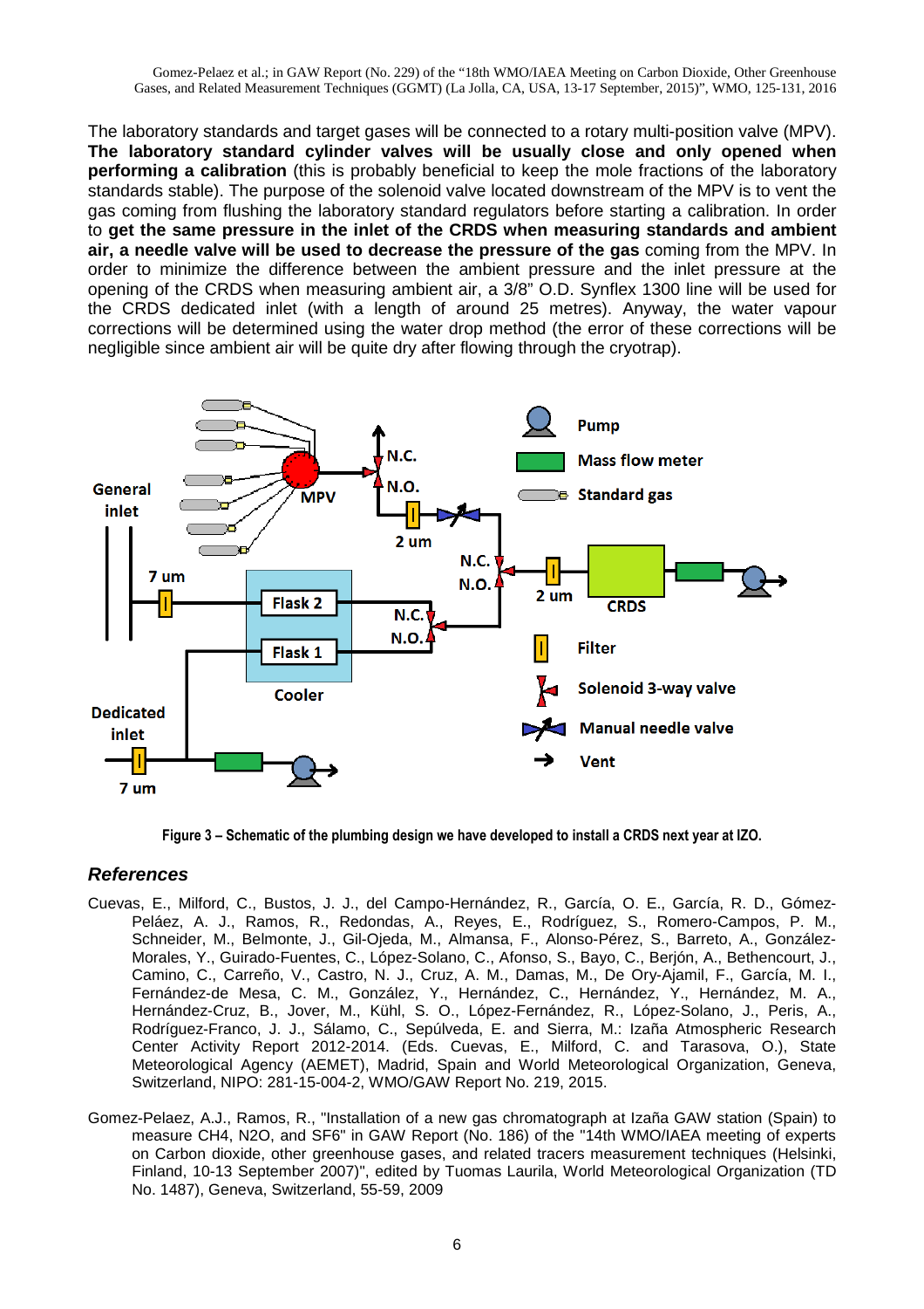The laboratory standards and target gases will be connected to a rotary multi-position valve (MPV). **The laboratory standard cylinder valves will be usually close and only opened when performing a calibration** (this is probably beneficial to keep the mole fractions of the laboratory standards stable). The purpose of the solenoid valve located downstream of the MPV is to vent the gas coming from flushing the laboratory standard regulators before starting a calibration. In order to **get the same pressure in the inlet of the CRDS when measuring standards and ambient air, a needle valve will be used to decrease the pressure of the gas** coming from the MPV. In order to minimize the difference between the ambient pressure and the inlet pressure at the opening of the CRDS when measuring ambient air, a 3/8" O.D. Synflex 1300 line will be used for the CRDS dedicated inlet (with a length of around 25 metres). Anyway, the water vapour corrections will be determined using the water drop method (the error of these corrections will be negligible since ambient air will be quite dry after flowing through the cryotrap).

**Figure 3 – Schematic of the plumbing design we have developed to install a CRDS next year at IZO.**

## *References*

Cuevas, E., Milford, C., Bustos, J. J., del Campo-Hernández, R., García, O. E., García, R. D., Gómez-Peláez, A. J., Ramos, R., Redondas, A., Reyes, E., Rodríguez, S., Romero-Campos, P. M., Schneider, M., Belmonte, J., Gil-Ojeda, M., Almansa, F., Alonso-Pérez, S., Barreto, A., González-Morales, Y., Guirado-Fuentes, C., López-Solano, C., Afonso, S., Bayo, C., Berjón, A., Bethencourt, J., Camino, C., Carreño, V., Castro, N. J., Cruz, A. M., Damas, M., De Ory-Ajamil, F., García, M. I., Fernández-de Mesa, C. M., González, Y., Hernández, C., Hernández, Y., Hernández, M. A., Hernández-Cruz, B., Jover, M., Kühl, S. O., López-Fernández, R., López-Solano, J., Peris, A., Rodríguez-Franco, J. J., Sálamo, C., Sepúlveda, E. and Sierra, M.: Izaña Atmospheric Research Center Activity Report 2012-2014. (Eds. Cuevas, E., Milford, C. and Tarasova, O.), State Meteorological Agency (AEMET), Madrid, Spain and World Meteorological Organization, Geneva, Switzerland, NIPO: 281-15-004-2, WMO/GAW Report No. 219, 2015.

Gomez-Pelaez, A.J., Ramos, R., "Installation of a new gas chromatograph at Izaña GAW station (Spain) to measure CH4, N2O, and SF6" in GAW Report (No. 186) of the "14th WMO/IAEA meeting of experts on Carbon dioxide, other greenhouse gases, and related tracers measurement techniques (Helsinki, Finland, 10-13 September 2007)", edited by Tuomas Laurila, World Meteorological Organization (TD No. 1487), Geneva, Switzerland, 55-59, 2009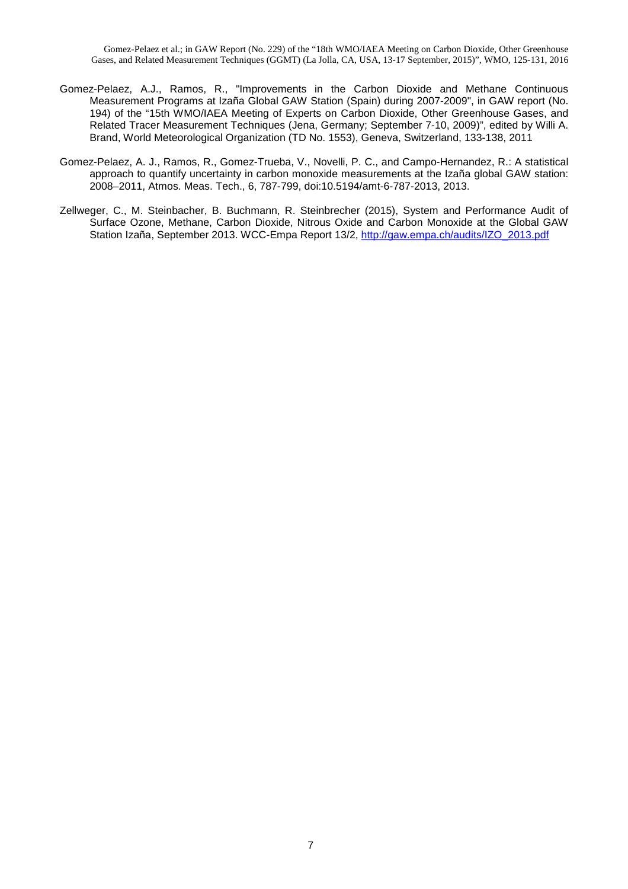Gomez-Pelaez, A.J., Ramos, R., "Improvements in the Carbon Dioxide and Methane Continuous Measurement Programs at Izaña Global GAW Station (Spain) during 2007-2009", in GAW report (No. 194) of the "15th WMO/IAEA Meeting of Experts on Carbon Dioxide, Other Greenhouse Gases, and Related Tracer Measurement Techniques (Jena, Germany; September 7-10, 2009)", edited by Willi A. Brand, World Meteorological Organization (TD No. 1553), Geneva, Switzerland, 133-138, 2011

Gomez-Pelaez, A. J., Ramos, R., Gomez-Trueba, V., Novelli, P. C., and Campo-Hernandez, R.: A statistical approach to quantify uncertainty in carbon monoxide measurements at the Izaña global GAW station: 2008–2011, Atmos. Meas. Tech., 6, 787-799, doi:10.5194/amt-6-787-2013, 2013.

Zellweger, C., M. Steinbacher, B. Buchmann, R. Steinbrecher (2015), System and Performance Audit of Surface Ozone, Methane, Carbon Dioxide, Nitrous Oxide and Carbon Monoxide at the Global GAW Station Izaña, September 2013. WCC-Empa Report 13/2, http://gaw.empa.ch/audits/IZO_2013.pdf